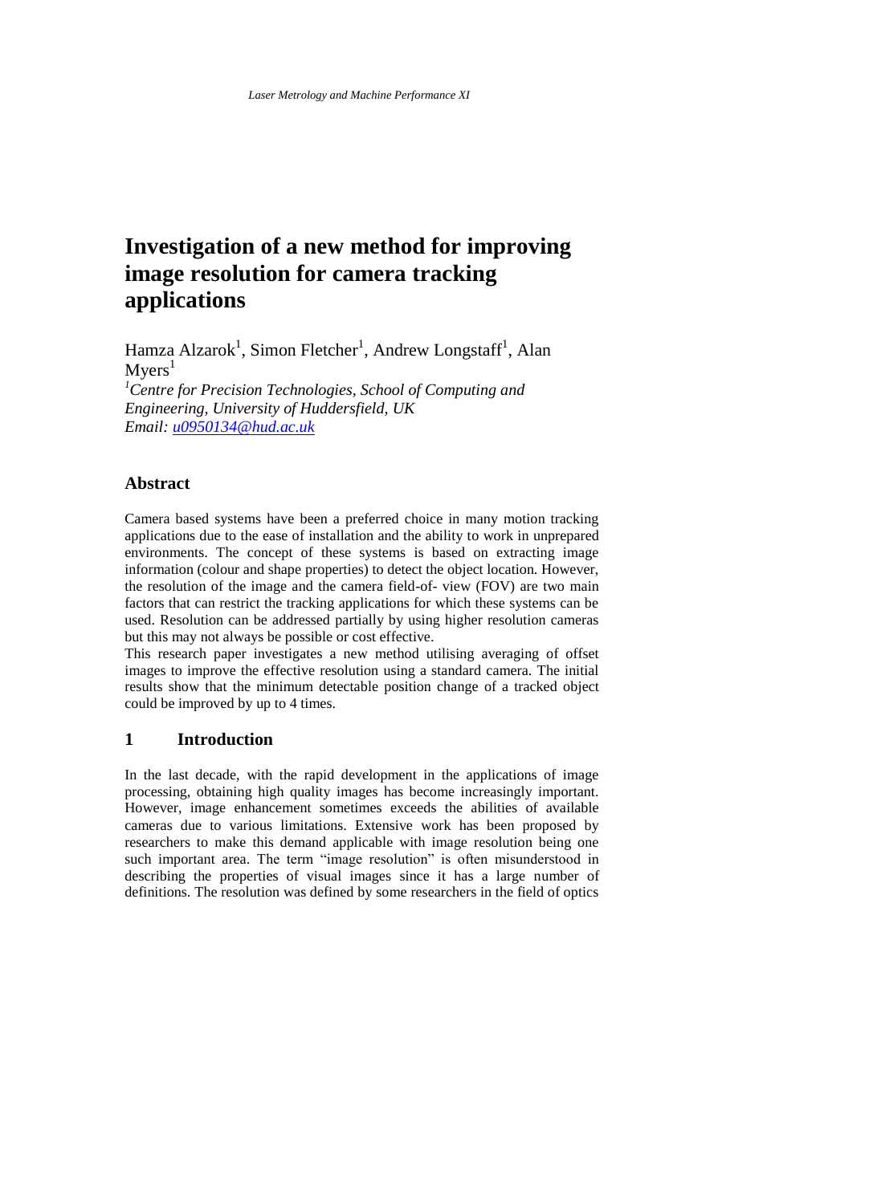# Investigation of a new method for improving image resolution for camera tracking applications

Hamza Alzarok[1], Simon Fletcher[1], Andrew Longstaff[1], Alan Myers[1]

[1]*Centre for Precision Technologies, School of Computing and Engineering, University of Huddersfield, UK*

*Email: u0950134@hud.ac.uk*

## Abstract

Camera based systems have been a preferred choice in many motion tracking applications due to the ease of installation and the ability to work in unprepared environments. The concept of these systems is based on extracting image information (colour and shape properties) to detect the object location. However, the resolution of the image and the camera field-of- view (FOV) are two main factors that can restrict the tracking applications for which these systems can be used. Resolution can be addressed partially by using higher resolution cameras but this may not always be possible or cost effective.

This research paper investigates a new method utilising averaging of offset images to improve the effective resolution using a standard camera. The initial results show that the minimum detectable position change of a tracked object could be improved by up to 4 times.

## 1 Introduction

In the last decade, with the rapid development in the applications of image processing, obtaining high quality images has become increasingly important. However, image enhancement sometimes exceeds the abilities of available cameras due to various limitations. Extensive work has been proposed by researchers to make this demand applicable with image resolution being one such important area. The term "image resolution" is often misunderstood in describing the properties of visual images since it has a large number of definitions. The resolution was defined by some researchers in the field of optics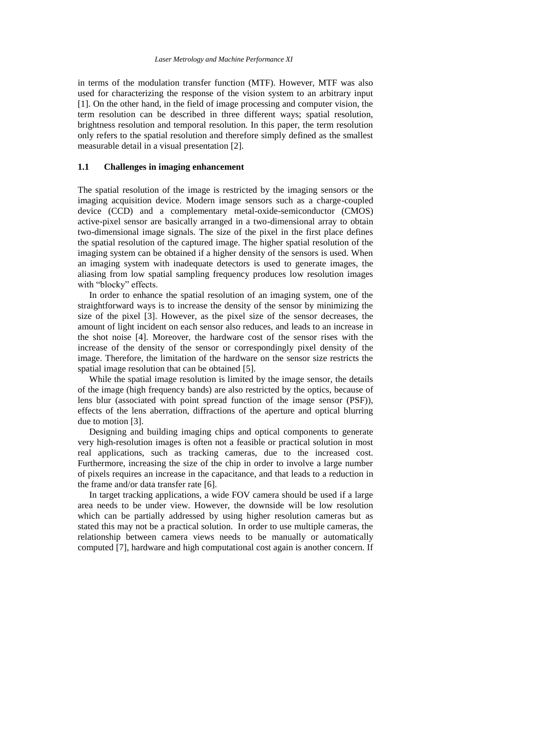in terms of the modulation transfer function (MTF). However, MTF was also used for characterizing the response of the vision system to an arbitrary input [1]. On the other hand, in the field of image processing and computer vision, the term resolution can be described in three different ways; spatial resolution, brightness resolution and temporal resolution. In this paper, the term resolution only refers to the spatial resolution and therefore simply defined as the smallest measurable detail in a visual presentation [2].

### 1.1 Challenges in imaging enhancement

The spatial resolution of the image is restricted by the imaging sensors or the imaging acquisition device. Modern image sensors such as a charge-coupled device (CCD) and a complementary metal-oxide-semiconductor (CMOS) active-pixel sensor are basically arranged in a two-dimensional array to obtain two-dimensional image signals. The size of the pixel in the first place defines the spatial resolution of the captured image. The higher spatial resolution of the imaging system can be obtained if a higher density of the sensors is used. When an imaging system with inadequate detectors is used to generate images, the aliasing from low spatial sampling frequency produces low resolution images with "blocky" effects.

In order to enhance the spatial resolution of an imaging system, one of the straightforward ways is to increase the density of the sensor by minimizing the size of the pixel [3]. However, as the pixel size of the sensor decreases, the amount of light incident on each sensor also reduces, and leads to an increase in the shot noise [4]. Moreover, the hardware cost of the sensor rises with the increase of the density of the sensor or correspondingly pixel density of the image. Therefore, the limitation of the hardware on the sensor size restricts the spatial image resolution that can be obtained [5].

While the spatial image resolution is limited by the image sensor, the details of the image (high frequency bands) are also restricted by the optics, because of lens blur (associated with point spread function of the image sensor (PSF)), effects of the lens aberration, diffractions of the aperture and optical blurring due to motion [3].

Designing and building imaging chips and optical components to generate very high-resolution images is often not a feasible or practical solution in most real applications, such as tracking cameras, due to the increased cost. Furthermore, increasing the size of the chip in order to involve a large number of pixels requires an increase in the capacitance, and that leads to a reduction in the frame and/or data transfer rate [6].

In target tracking applications, a wide FOV camera should be used if a large area needs to be under view. However, the downside will be low resolution which can be partially addressed by using higher resolution cameras but as stated this may not be a practical solution. In order to use multiple cameras, the relationship between camera views needs to be manually or automatically computed [7], hardware and high computational cost again is another concern. If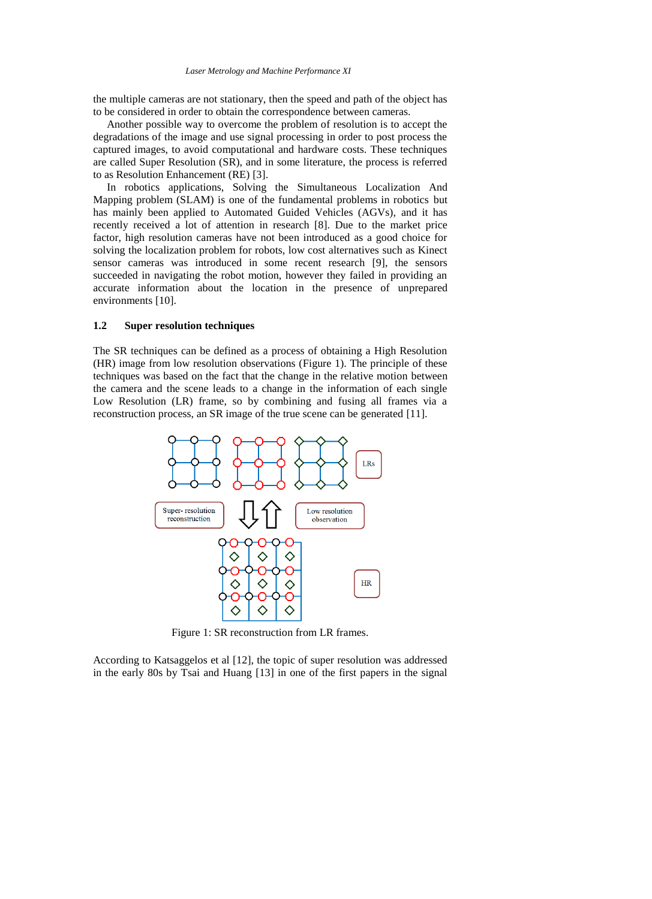the multiple cameras are not stationary, then the speed and path of the object has to be considered in order to obtain the correspondence between cameras.

Another possible way to overcome the problem of resolution is to accept the degradations of the image and use signal processing in order to post process the captured images, to avoid computational and hardware costs. These techniques are called Super Resolution (SR), and in some literature, the process is referred to as Resolution Enhancement (RE) [3].

In robotics applications, Solving the Simultaneous Localization And Mapping problem (SLAM) is one of the fundamental problems in robotics but has mainly been applied to Automated Guided Vehicles (AGVs), and it has recently received a lot of attention in research [8]. Due to the market price factor, high resolution cameras have not been introduced as a good choice for solving the localization problem for robots, low cost alternatives such as Kinect sensor cameras was introduced in some recent research [9], the sensors succeeded in navigating the robot motion, however they failed in providing an accurate information about the location in the presence of unprepared environments [10].

### 1.2 Super resolution techniques

The SR techniques can be defined as a process of obtaining a High Resolution (HR) image from low resolution observations (Figure 1). The principle of these techniques was based on the fact that the change in the relative motion between the camera and the scene leads to a change in the information of each single Low Resolution (LR) frame, so by combining and fusing all frames via a reconstruction process, an SR image of the true scene can be generated [11].

Figure 1: SR reconstruction from LR frames.

According to Katsaggelos et al [12], the topic of super resolution was addressed in the early 80s by Tsai and Huang [13] in one of the first papers in the signal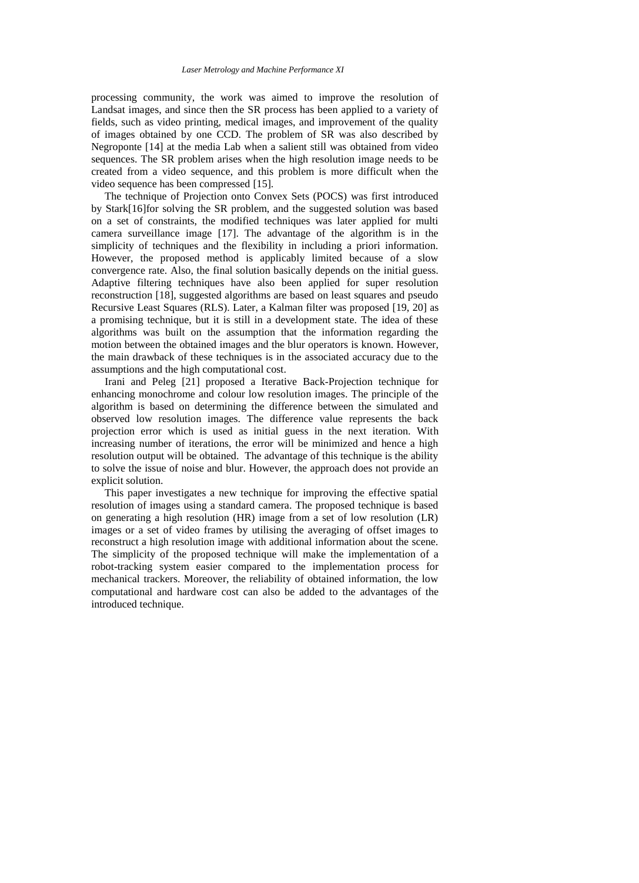processing community, the work was aimed to improve the resolution of Landsat images, and since then the SR process has been applied to a variety of fields, such as video printing, medical images, and improvement of the quality of images obtained by one CCD. The problem of SR was also described by Negroponte [14] at the media Lab when a salient still was obtained from video sequences. The SR problem arises when the high resolution image needs to be created from a video sequence, and this problem is more difficult when the video sequence has been compressed [15].

The technique of Projection onto Convex Sets (POCS) was first introduced by Stark[16]for solving the SR problem, and the suggested solution was based on a set of constraints, the modified techniques was later applied for multi camera surveillance image [17]. The advantage of the algorithm is in the simplicity of techniques and the flexibility in including a priori information. However, the proposed method is applicably limited because of a slow convergence rate. Also, the final solution basically depends on the initial guess. Adaptive filtering techniques have also been applied for super resolution reconstruction [18], suggested algorithms are based on least squares and pseudo Recursive Least Squares (RLS). Later, a Kalman filter was proposed [19, 20] as a promising technique, but it is still in a development state. The idea of these algorithms was built on the assumption that the information regarding the motion between the obtained images and the blur operators is known. However, the main drawback of these techniques is in the associated accuracy due to the assumptions and the high computational cost.

Irani and Peleg [21] proposed a Iterative Back-Projection technique for enhancing monochrome and colour low resolution images. The principle of the algorithm is based on determining the difference between the simulated and observed low resolution images. The difference value represents the back projection error which is used as initial guess in the next iteration. With increasing number of iterations, the error will be minimized and hence a high resolution output will be obtained. The advantage of this technique is the ability to solve the issue of noise and blur. However, the approach does not provide an explicit solution.

This paper investigates a new technique for improving the effective spatial resolution of images using a standard camera. The proposed technique is based on generating a high resolution (HR) image from a set of low resolution (LR) images or a set of video frames by utilising the averaging of offset images to reconstruct a high resolution image with additional information about the scene. The simplicity of the proposed technique will make the implementation of a robot-tracking system easier compared to the implementation process for mechanical trackers. Moreover, the reliability of obtained information, the low computational and hardware cost can also be added to the advantages of the introduced technique.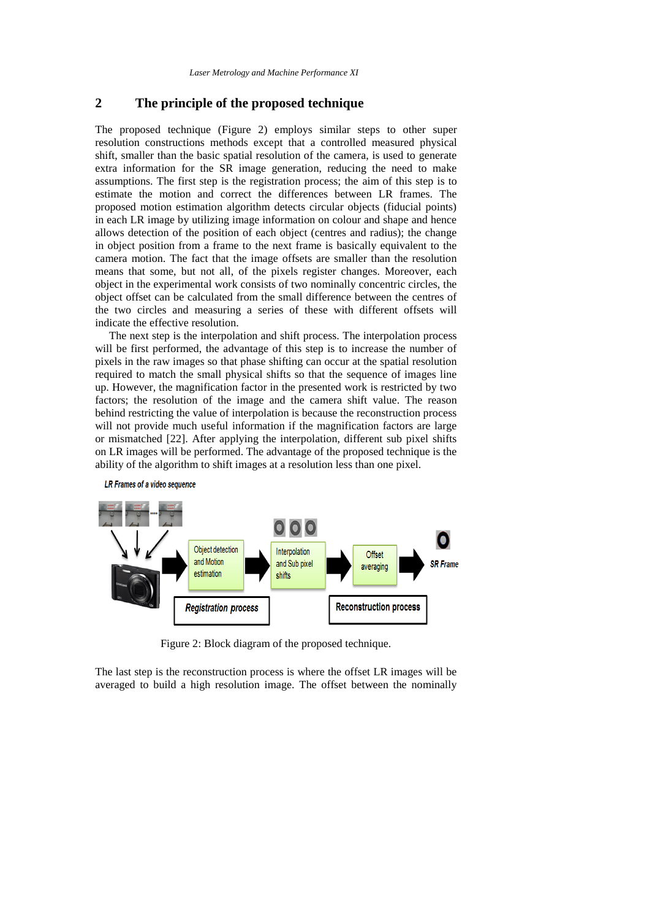## 2 The principle of the proposed technique

The proposed technique (Figure 2) employs similar steps to other super resolution constructions methods except that a controlled measured physical shift, smaller than the basic spatial resolution of the camera, is used to generate extra information for the SR image generation, reducing the need to make assumptions. The first step is the registration process; the aim of this step is to estimate the motion and correct the differences between LR frames. The proposed motion estimation algorithm detects circular objects (fiducial points) in each LR image by utilizing image information on colour and shape and hence allows detection of the position of each object (centres and radius); the change in object position from a frame to the next frame is basically equivalent to the camera motion. The fact that the image offsets are smaller than the resolution means that some, but not all, of the pixels register changes. Moreover, each object in the experimental work consists of two nominally concentric circles, the object offset can be calculated from the small difference between the centres of the two circles and measuring a series of these with different offsets will indicate the effective resolution.

The next step is the interpolation and shift process. The interpolation process will be first performed, the advantage of this step is to increase the number of pixels in the raw images so that phase shifting can occur at the spatial resolution required to match the small physical shifts so that the sequence of images line up. However, the magnification factor in the presented work is restricted by two factors; the resolution of the image and the camera shift value. The reason behind restricting the value of interpolation is because the reconstruction process will not provide much useful information if the magnification factors are large or mismatched [22]. After applying the interpolation, different sub pixel shifts on LR images will be performed. The advantage of the proposed technique is the ability of the algorithm to shift images at a resolution less than one pixel.

Figure 2: Block diagram of the proposed technique.

The last step is the reconstruction process is where the offset LR images will be averaged to build a high resolution image. The offset between the nominally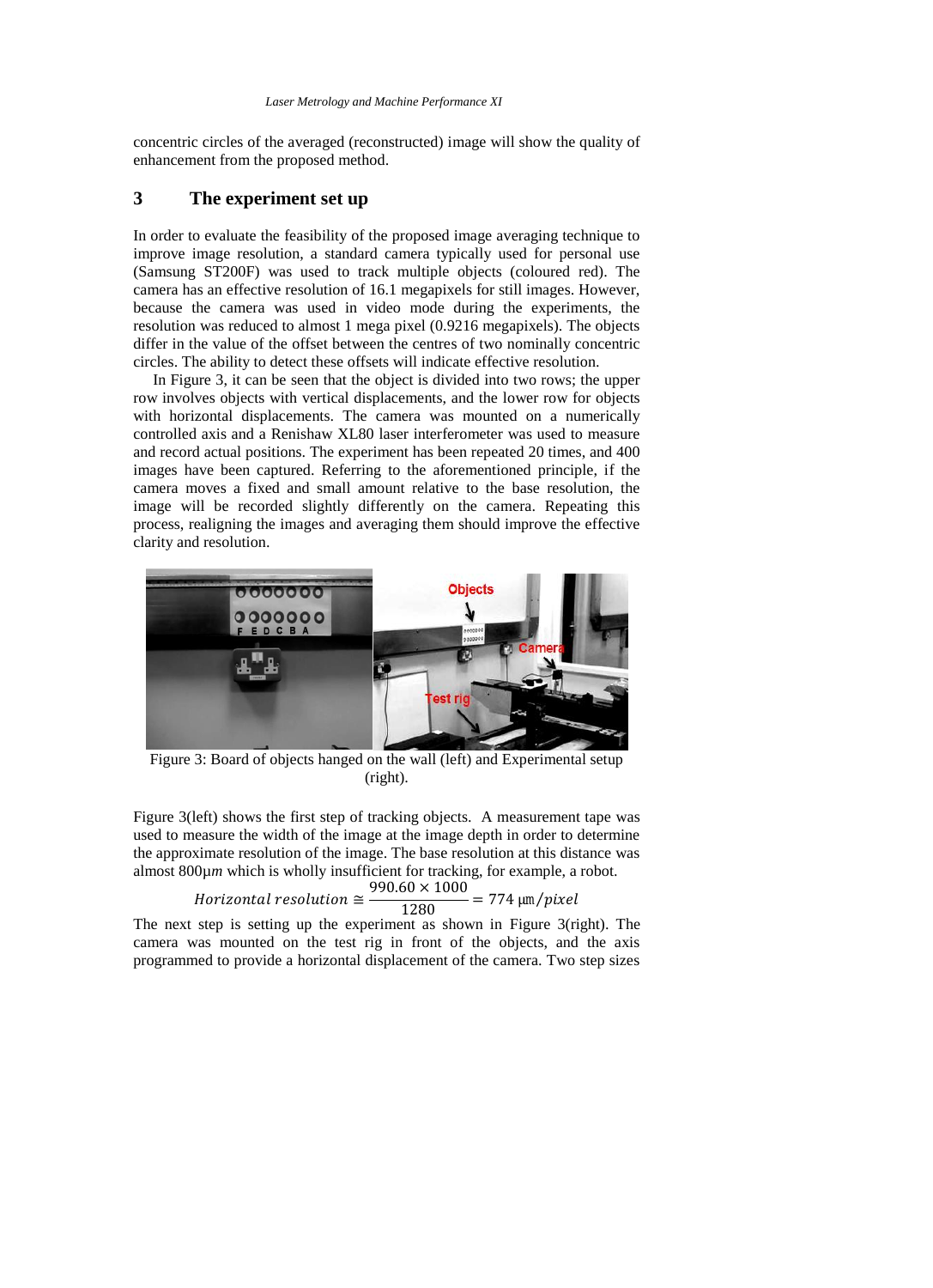concentric circles of the averaged (reconstructed) image will show the quality of enhancement from the proposed method.

## 3 The experiment set up

In order to evaluate the feasibility of the proposed image averaging technique to improve image resolution, a standard camera typically used for personal use (Samsung ST200F) was used to track multiple objects (coloured red). The camera has an effective resolution of 16.1 megapixels for still images. However, because the camera was used in video mode during the experiments, the resolution was reduced to almost 1 mega pixel (0.9216 megapixels). The objects differ in the value of the offset between the centres of two nominally concentric circles. The ability to detect these offsets will indicate effective resolution.

In Figure 3, it can be seen that the object is divided into two rows; the upper row involves objects with vertical displacements, and the lower row for objects with horizontal displacements. The camera was mounted on a numerically controlled axis and a Renishaw XL80 laser interferometer was used to measure and record actual positions. The experiment has been repeated 20 times, and 400 images have been captured. Referring to the aforementioned principle, if the camera moves a fixed and small amount relative to the base resolution, the image will be recorded slightly differently on the camera. Repeating this process, realigning the images and averaging them should improve the effective clarity and resolution.

Figure 3: Board of objects hanged on the wall (left) and Experimental setup (right).

Figure 3(left) shows the first step of tracking objects. A measurement tape was used to measure the width of the image at the image depth in order to determine the approximate resolution of the image. The base resolution at this distance was almost 800μ*m* which is wholly insufficient for tracking, for example, a robot.

$$Horizontal\ resolution \cong \frac{990.60 \times 1000}{1280} = 774\ \mu\text{m}/pixel$$

The next step is setting up the experiment as shown in Figure 3(right). The camera was mounted on the test rig in front of the objects, and the axis programmed to provide a horizontal displacement of the camera. Two step sizes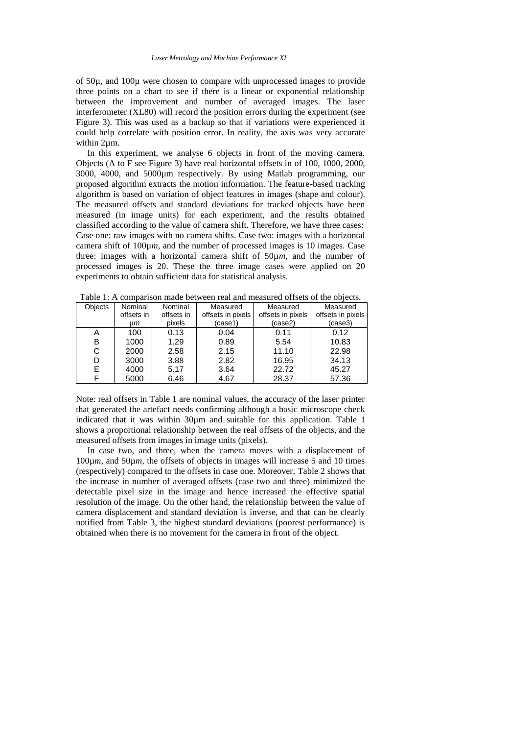of 50µ, and 100µ were chosen to compare with unprocessed images to provide three points on a chart to see if there is a linear or exponential relationship between the improvement and number of averaged images. The laser interferometer (XL80) will record the position errors during the experiment (see Figure 3). This was used as a backup so that if variations were experienced it could help correlate with position error. In reality, the axis was very accurate within 2µm.

In this experiment, we analyse 6 objects in front of the moving camera. Objects (A to F see Figure 3) have real horizontal offsets in of 100, 1000, 2000, 3000, 4000, and 5000µm respectively. By using Matlab programming, our proposed algorithm extracts the motion information. The feature-based tracking algorithm is based on variation of object features in images (shape and colour). The measured offsets and standard deviations for tracked objects have been measured (in image units) for each experiment, and the results obtained classified according to the value of camera shift. Therefore, we have three cases: Case one: raw images with no camera shifts. Case two: images with a horizontal camera shift of 100µ*m*, and the number of processed images is 10 images. Case three: images with a horizontal camera shift of 50µ*m*, and the number of processed images is 20. These the three image cases were applied on 20 experiments to obtain sufficient data for statistical analysis.

Table 1: A comparison made between real and measured offsets of the objects.

| Objects | Nominal offsets in µ*m* | Nominal offsets in pixels | Measured offsets in pixels (case1) | Measured offsets in pixels (case2) | Measured offsets in pixels (case3) |
|---|---|---|---|---|---|
| A | 100 | 0.13 | 0.04 | 0.11 | 0.12 |
| B | 1000 | 1.29 | 0.89 | 5.54 | 10.83 |
| C | 2000 | 2.58 | 2.15 | 11.10 | 22.98 |
| D | 3000 | 3.88 | 2.82 | 16.95 | 34.13 |
| E | 4000 | 5.17 | 3.64 | 22.72 | 45.27 |
| F | 5000 | 6.46 | 4.67 | 28.37 | 57.36 |

Note: real offsets in Table 1 are nominal values, the accuracy of the laser printer that generated the artefact needs confirming although a basic microscope check indicated that it was within 30µm and suitable for this application. Table 1 shows a proportional relationship between the real offsets of the objects, and the measured offsets from images in image units (pixels).

In case two, and three, when the camera moves with a displacement of 100µ*m*, and 50µ*m*, the offsets of objects in images will increase 5 and 10 times (respectively) compared to the offsets in case one. Moreover, Table 2 shows that the increase in number of averaged offsets (case two and three) minimized the detectable pixel size in the image and hence increased the effective spatial resolution of the image. On the other hand, the relationship between the value of camera displacement and standard deviation is inverse, and that can be clearly notified from Table 3, the highest standard deviations (poorest performance) is obtained when there is no movement for the camera in front of the object.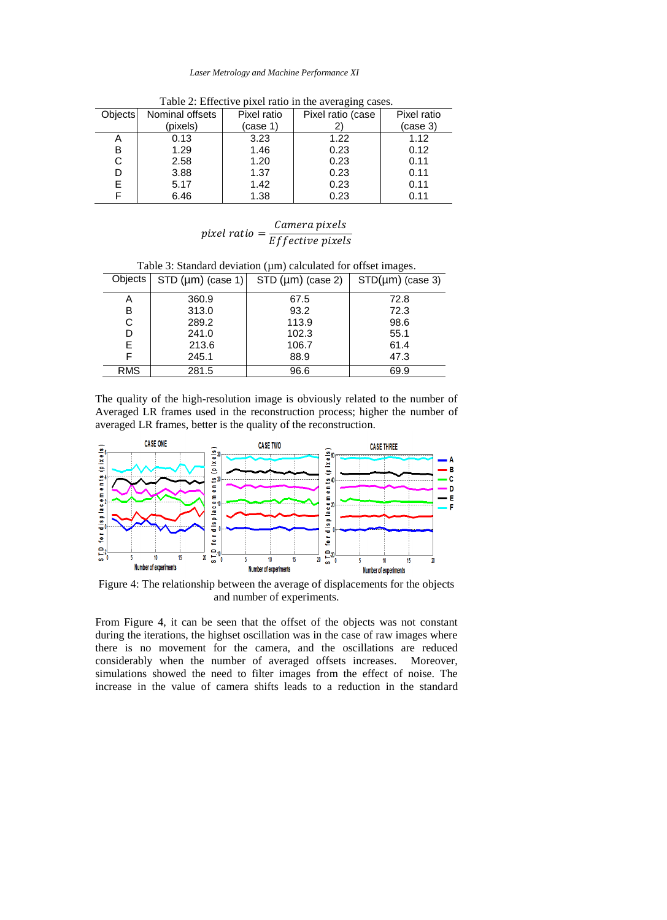Table 2: Effective pixel ratio in the averaging cases.

| Objects | Nominal offsets (pixels) | Pixel ratio (case 1) | Pixel ratio (case 2) | Pixel ratio (case 3) |
|---|---|---|---|---|
| A | 0.13 | 3.23 | 1.22 | 1.12 |
| B | 1.29 | 1.46 | 0.23 | 0.12 |
| C | 2.58 | 1.20 | 0.23 | 0.11 |
| D | 3.88 | 1.37 | 0.23 | 0.11 |
| E | 5.17 | 1.42 | 0.23 | 0.11 |
| F | 6.46 | 1.38 | 0.23 | 0.11 |

$$pixel\ ratio = \frac{Camera\ pixels}{Effective\ pixels}$$

Table 3: Standard deviation (μm) calculated for offset images.

| Objects | STD (μm) (case 1) | STD (μm) (case 2) | STD(μm) (case 3) |
|---|---|---|---|
| A | 360.9 | 67.5 | 72.8 |
| B | 313.0 | 93.2 | 72.3 |
| C | 289.2 | 113.9 | 98.6 |
| D | 241.0 | 102.3 | 55.1 |
| E | 213.6 | 106.7 | 61.4 |
| F | 245.1 | 88.9 | 47.3 |
| RMS | 281.5 | 96.6 | 69.9 |

The quality of the high-resolution image is obviously related to the number of Averaged LR frames used in the reconstruction process; higher the number of averaged LR frames, better is the quality of the reconstruction.

Figure 4: The relationship between the average of displacements for the objects and number of experiments.

From Figure 4, it can be seen that the offset of the objects was not constant during the iterations, the highset oscillation was in the case of raw images where there is no movement for the camera, and the oscillations are reduced considerably when the number of averaged offsets increases. Moreover, simulations showed the need to filter images from the effect of noise. The increase in the value of camera shifts leads to a reduction in the standard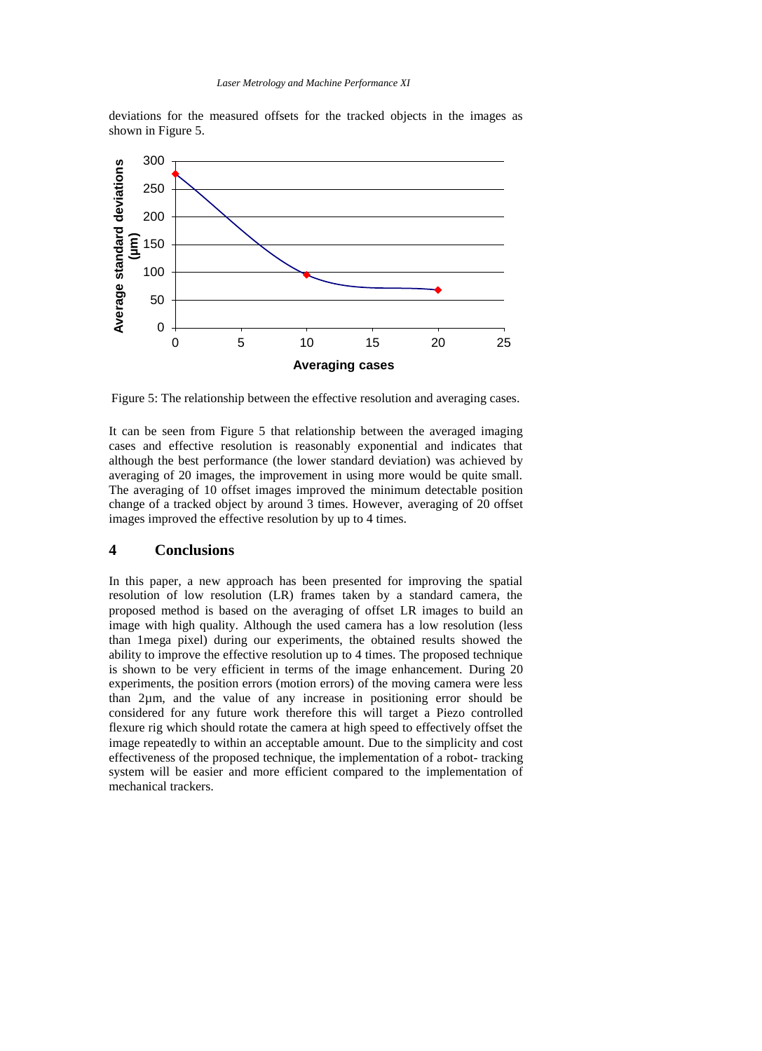deviations for the measured offsets for the tracked objects in the images as shown in Figure 5.

Figure 5: The relationship between the effective resolution and averaging cases.

It can be seen from Figure 5 that relationship between the averaged imaging cases and effective resolution is reasonably exponential and indicates that although the best performance (the lower standard deviation) was achieved by averaging of 20 images, the improvement in using more would be quite small. The averaging of 10 offset images improved the minimum detectable position change of a tracked object by around 3 times. However, averaging of 20 offset images improved the effective resolution by up to 4 times.

## 4 Conclusions

In this paper, a new approach has been presented for improving the spatial resolution of low resolution (LR) frames taken by a standard camera, the proposed method is based on the averaging of offset LR images to build an image with high quality. Although the used camera has a low resolution (less than 1mega pixel) during our experiments, the obtained results showed the ability to improve the effective resolution up to 4 times. The proposed technique is shown to be very efficient in terms of the image enhancement. During 20 experiments, the position errors (motion errors) of the moving camera were less than 2µm, and the value of any increase in positioning error should be considered for any future work therefore this will target a Piezo controlled flexure rig which should rotate the camera at high speed to effectively offset the image repeatedly to within an acceptable amount. Due to the simplicity and cost effectiveness of the proposed technique, the implementation of a robot- tracking system will be easier and more efficient compared to the implementation of mechanical trackers.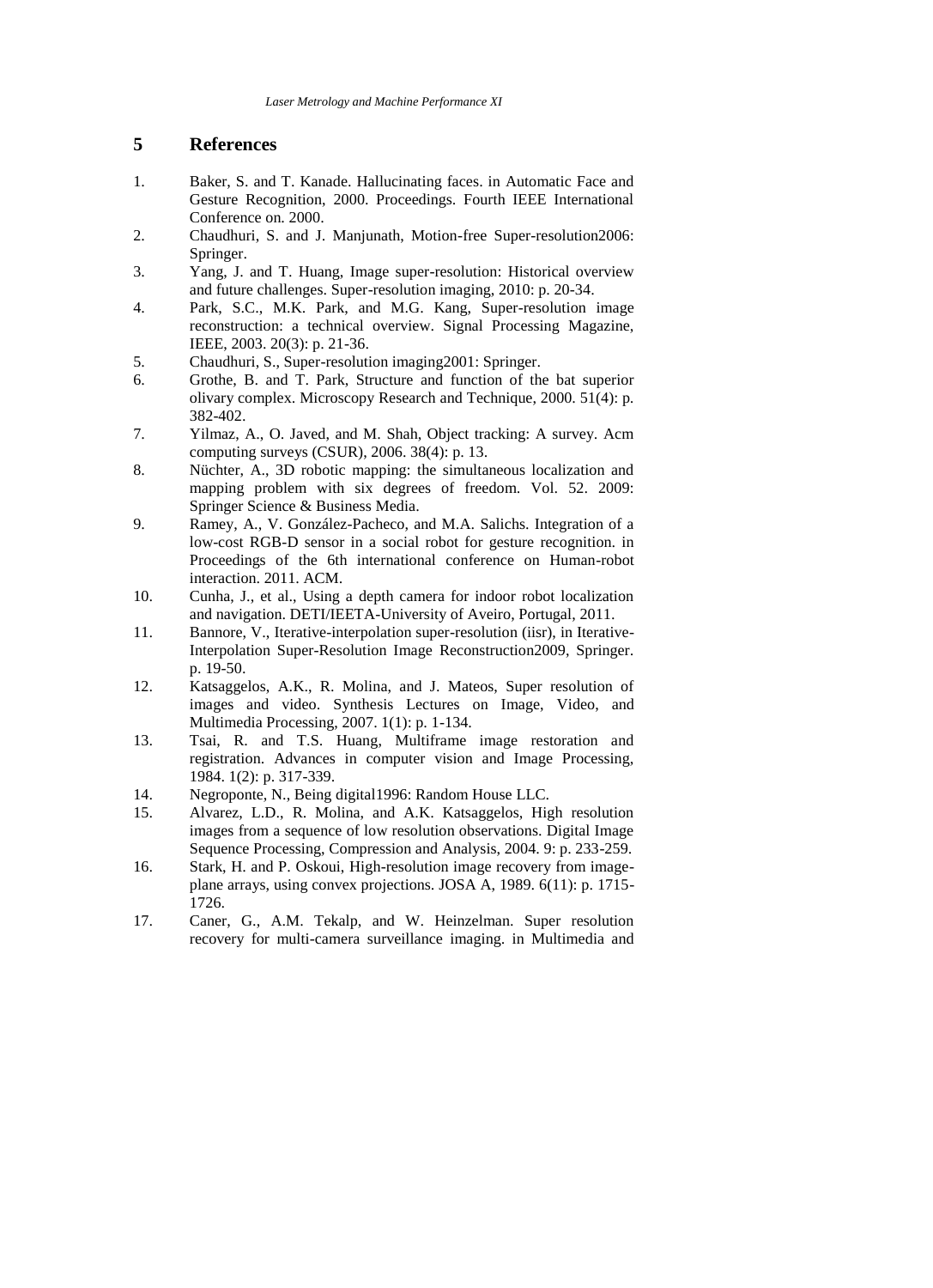## 5 References

1. Baker, S. and T. Kanade. Hallucinating faces. in Automatic Face and Gesture Recognition, 2000. Proceedings. Fourth IEEE International Conference on. 2000.
2. Chaudhuri, S. and J. Manjunath, Motion-free Super-resolution2006: Springer.
3. Yang, J. and T. Huang, Image super-resolution: Historical overview and future challenges. Super-resolution imaging, 2010: p. 20-34.
4. Park, S.C., M.K. Park, and M.G. Kang, Super-resolution image reconstruction: a technical overview. Signal Processing Magazine, IEEE, 2003. 20(3): p. 21-36.
5. Chaudhuri, S., Super-resolution imaging2001: Springer.
6. Grothe, B. and T. Park, Structure and function of the bat superior olivary complex. Microscopy Research and Technique, 2000. 51(4): p. 382-402.
7. Yilmaz, A., O. Javed, and M. Shah, Object tracking: A survey. Acm computing surveys (CSUR), 2006. 38(4): p. 13.
8. Nüchter, A., 3D robotic mapping: the simultaneous localization and mapping problem with six degrees of freedom. Vol. 52. 2009: Springer Science & Business Media.
9. Ramey, A., V. González-Pacheco, and M.A. Salichs. Integration of a low-cost RGB-D sensor in a social robot for gesture recognition. in Proceedings of the 6th international conference on Human-robot interaction. 2011. ACM.
10. Cunha, J., et al., Using a depth camera for indoor robot localization and navigation. DETI/IEETA-University of Aveiro, Portugal, 2011.
11. Bannore, V., Iterative-interpolation super-resolution (iisr), in Iterative-Interpolation Super-Resolution Image Reconstruction2009, Springer. p. 19-50.
12. Katsaggelos, A.K., R. Molina, and J. Mateos, Super resolution of images and video. Synthesis Lectures on Image, Video, and Multimedia Processing, 2007. 1(1): p. 1-134.
13. Tsai, R. and T.S. Huang, Multiframe image restoration and registration. Advances in computer vision and Image Processing, 1984. 1(2): p. 317-339.
14. Negroponte, N., Being digital1996: Random House LLC.
15. Alvarez, L.D., R. Molina, and A.K. Katsaggelos, High resolution images from a sequence of low resolution observations. Digital Image Sequence Processing, Compression and Analysis, 2004. 9: p. 233-259.
16. Stark, H. and P. Oskoui, High-resolution image recovery from image-plane arrays, using convex projections. JOSA A, 1989. 6(11): p. 1715-1726.
17. Caner, G., A.M. Tekalp, and W. Heinzelman. Super resolution recovery for multi-camera surveillance imaging. in Multimedia and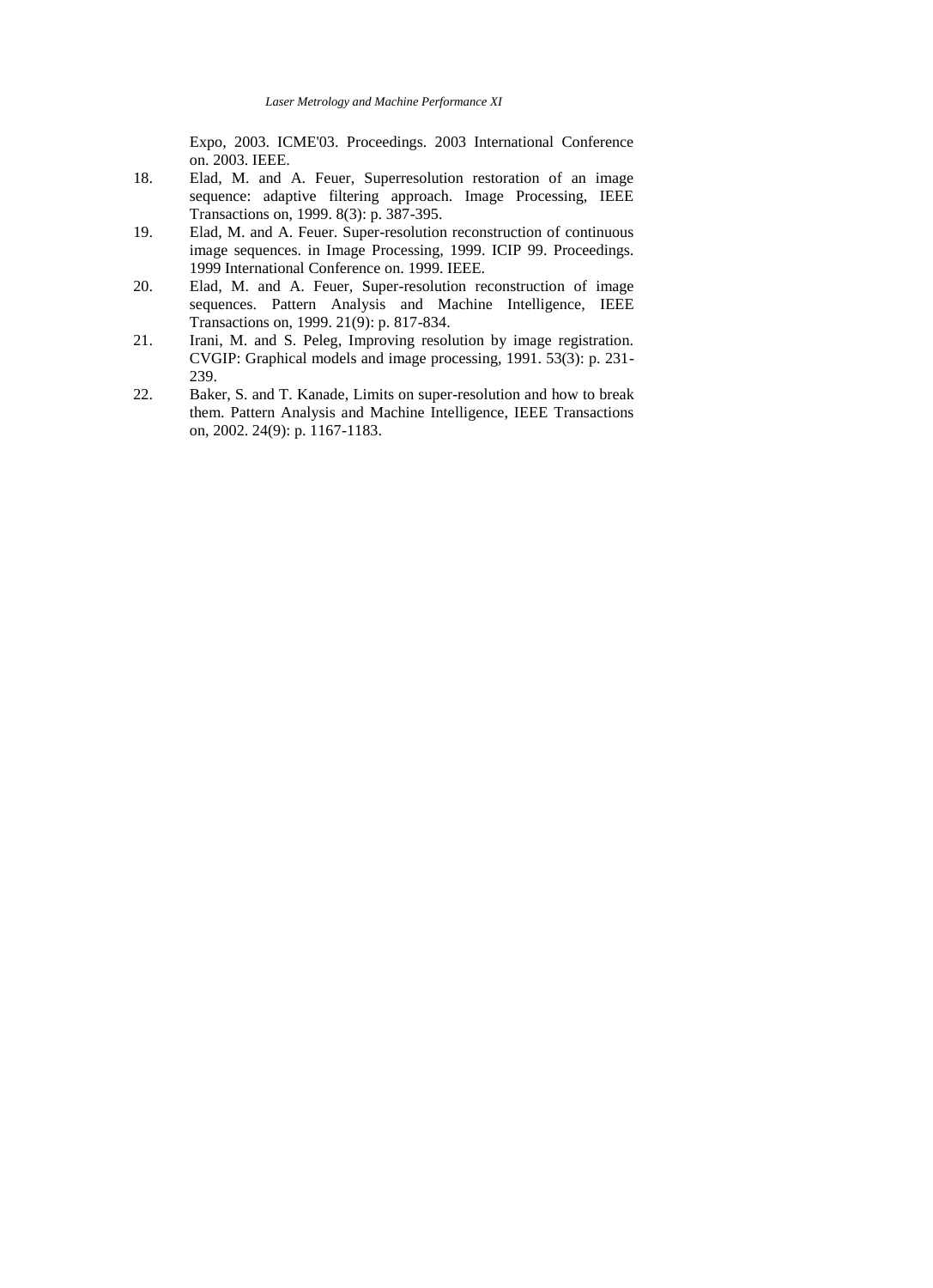Expo, 2003. ICME'03. Proceedings. 2003 International Conference on. 2003. IEEE.

18. Elad, M. and A. Feuer, Superresolution restoration of an image sequence: adaptive filtering approach. Image Processing, IEEE Transactions on, 1999. 8(3): p. 387-395.
19. Elad, M. and A. Feuer. Super-resolution reconstruction of continuous image sequences. in Image Processing, 1999. ICIP 99. Proceedings. 1999 International Conference on. 1999. IEEE.
20. Elad, M. and A. Feuer, Super-resolution reconstruction of image sequences. Pattern Analysis and Machine Intelligence, IEEE Transactions on, 1999. 21(9): p. 817-834.
21. Irani, M. and S. Peleg, Improving resolution by image registration. CVGIP: Graphical models and image processing, 1991. 53(3): p. 231-239.
22. Baker, S. and T. Kanade, Limits on super-resolution and how to break them. Pattern Analysis and Machine Intelligence, IEEE Transactions on, 2002. 24(9): p. 1167-1183.